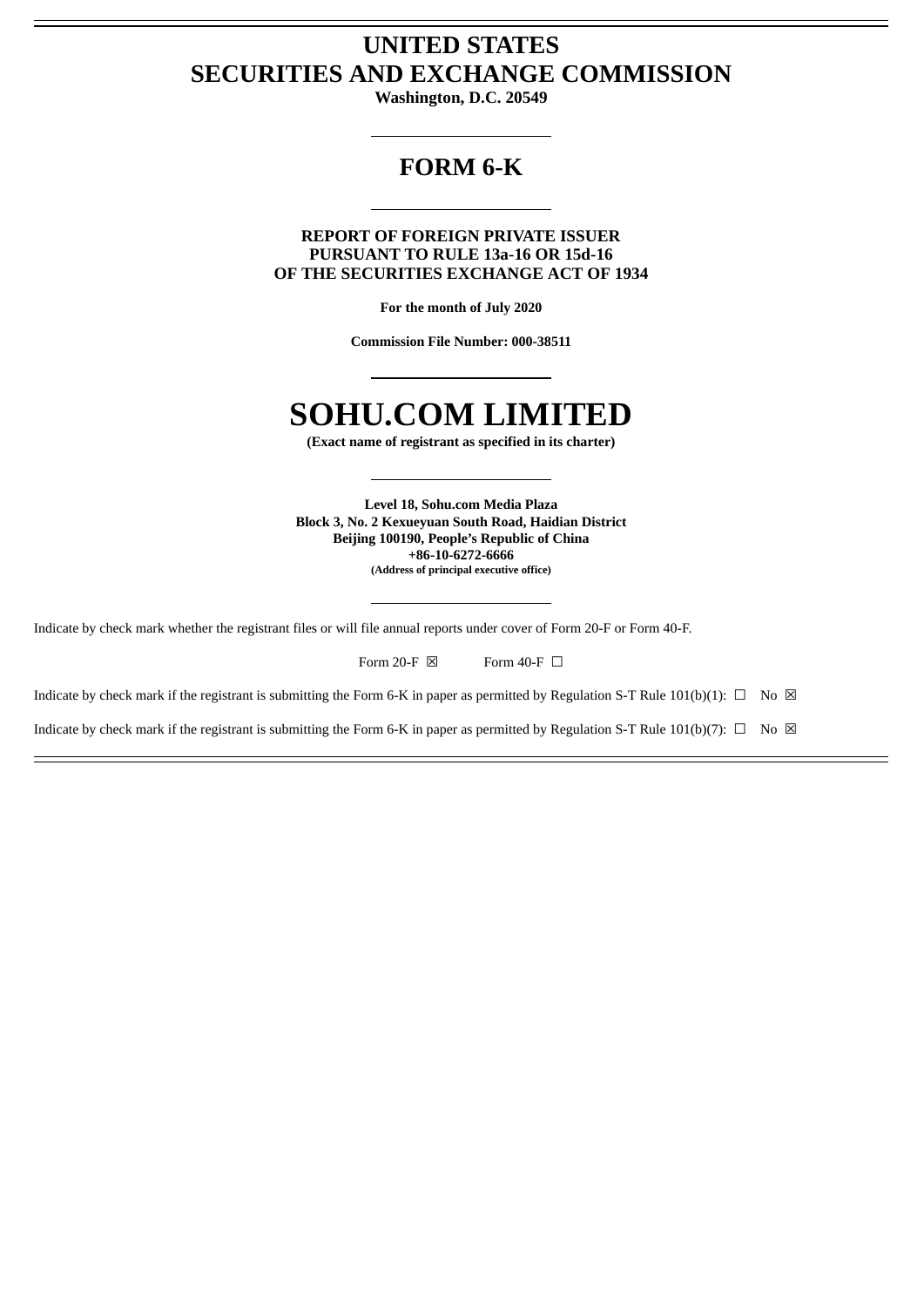# UNITED STATES
# SECURITIES AND EXCHANGE COMMISSION

**Washington, D.C. 20549**

---

## FORM 6-K

---

**REPORT OF FOREIGN PRIVATE ISSUER**
**PURSUANT TO RULE 13a-16 OR 15d-16**
**OF THE SECURITIES EXCHANGE ACT OF 1934**

**For the month of July 2020**

**Commission File Number: 000-38511**

---

# SOHU.COM LIMITED

**(Exact name of registrant as specified in its charter)**

---

**Level 18, Sohu.com Media Plaza**
**Block 3, No. 2 Kexueyuan South Road, Haidian District**
**Beijing 100190, People's Republic of China**
**+86-10-6272-6666**
**(Address of principal executive office)**

---

Indicate by check mark whether the registrant files or will file annual reports under cover of Form 20-F or Form 40-F.

Form 20-F ☒ Form 40-F ☐

Indicate by check mark if the registrant is submitting the Form 6-K in paper as permitted by Regulation S-T Rule 101(b)(1): ☐ No ☒

Indicate by check mark if the registrant is submitting the Form 6-K in paper as permitted by Regulation S-T Rule 101(b)(7): ☐ No ☒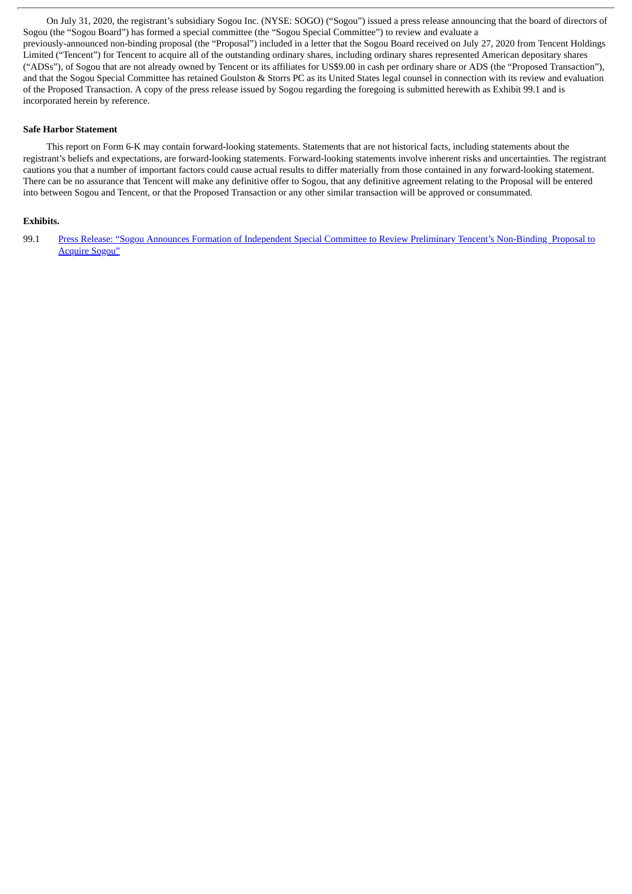On July 31, 2020, the registrant's subsidiary Sogou Inc. (NYSE: SOGO) ("Sogou") issued a press release announcing that the board of directors of Sogou (the "Sogou Board") has formed a special committee (the "Sogou Special Committee") to review and evaluate a previously-announced non-binding proposal (the "Proposal") included in a letter that the Sogou Board received on July 27, 2020 from Tencent Holdings Limited ("Tencent") for Tencent to acquire all of the outstanding ordinary shares, including ordinary shares represented American depositary shares ("ADSs"), of Sogou that are not already owned by Tencent or its affiliates for US$9.00 in cash per ordinary share or ADS (the "Proposed Transaction"), and that the Sogou Special Committee has retained Goulston & Storrs PC as its United States legal counsel in connection with its review and evaluation of the Proposed Transaction. A copy of the press release issued by Sogou regarding the foregoing is submitted herewith as Exhibit 99.1 and is incorporated herein by reference.

**Safe Harbor Statement**

This report on Form 6-K may contain forward-looking statements. Statements that are not historical facts, including statements about the registrant's beliefs and expectations, are forward-looking statements. Forward-looking statements involve inherent risks and uncertainties. The registrant cautions you that a number of important factors could cause actual results to differ materially from those contained in any forward-looking statement. There can be no assurance that Tencent will make any definitive offer to Sogou, that any definitive agreement relating to the Proposal will be entered into between Sogou and Tencent, or that the Proposed Transaction or any other similar transaction will be approved or consummated.

**Exhibits.**

99.1 Press Release: "Sogou Announces Formation of Independent Special Committee to Review Preliminary Tencent's Non-Binding Proposal to Acquire Sogou"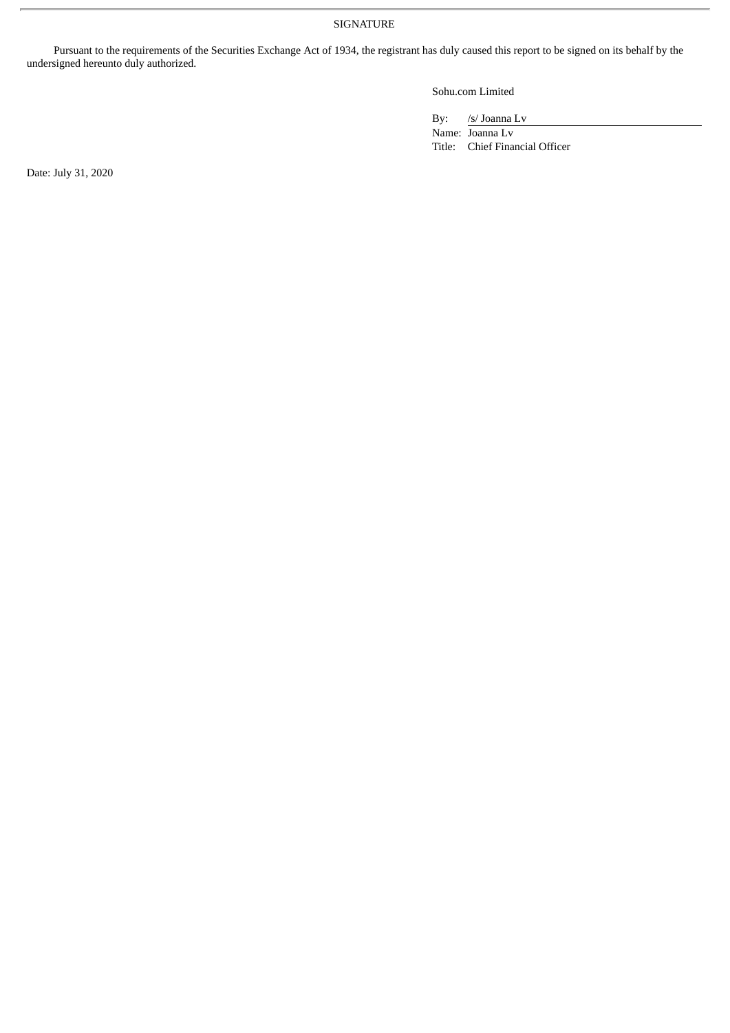SIGNATURE

Pursuant to the requirements of the Securities Exchange Act of 1934, the registrant has duly caused this report to be signed on its behalf by the undersigned hereunto duly authorized.

Sohu.com Limited

By: /s/ Joanna Lv
Name: Joanna Lv
Title: Chief Financial Officer

Date: July 31, 2020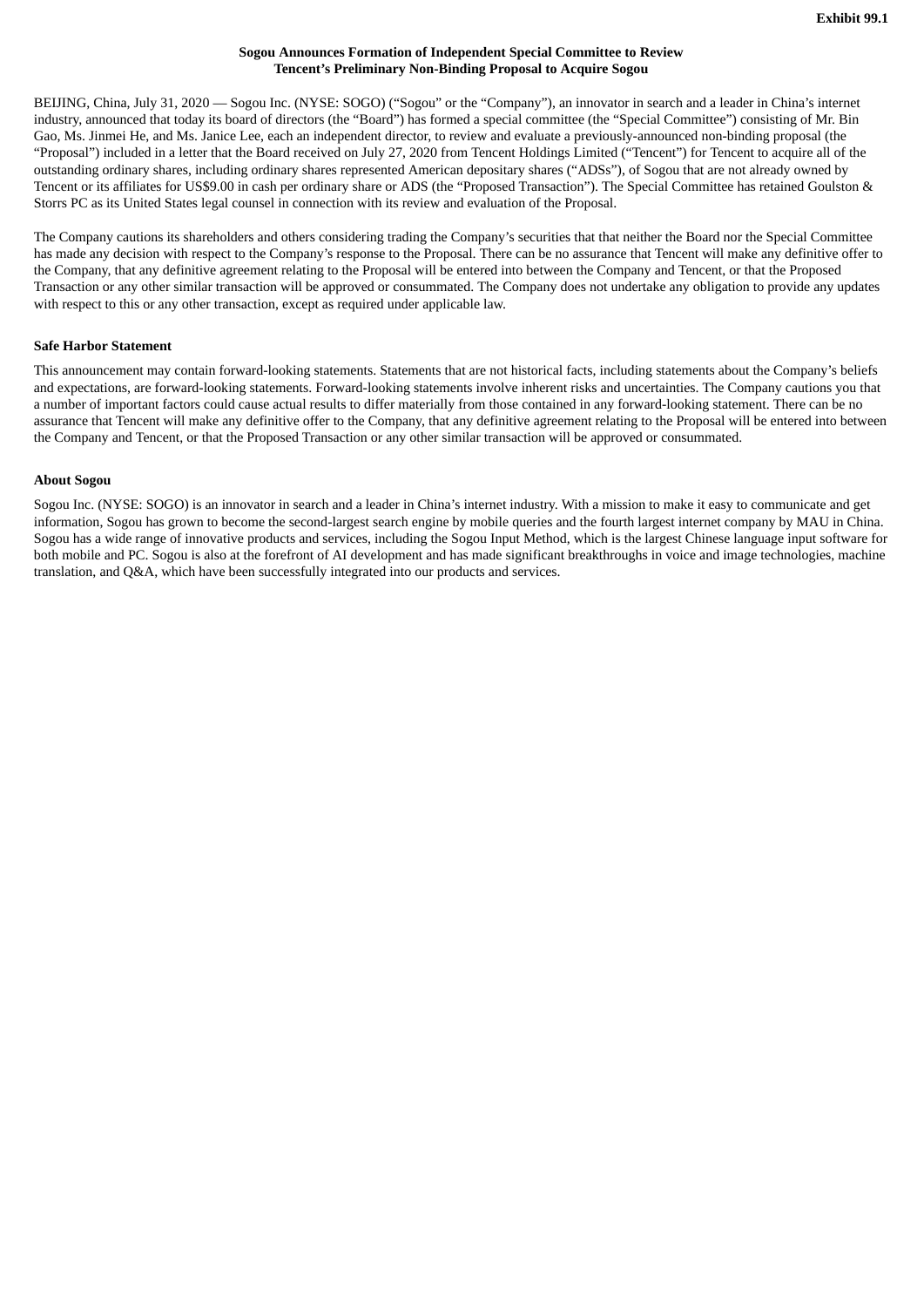**Exhibit 99.1**

**Sogou Announces Formation of Independent Special Committee to Review Tencent's Preliminary Non-Binding Proposal to Acquire Sogou**

BEIJING, China, July 31, 2020 — Sogou Inc. (NYSE: SOGO) ("Sogou" or the "Company"), an innovator in search and a leader in China's internet industry, announced that today its board of directors (the "Board") has formed a special committee (the "Special Committee") consisting of Mr. Bin Gao, Ms. Jinmei He, and Ms. Janice Lee, each an independent director, to review and evaluate a previously-announced non-binding proposal (the "Proposal") included in a letter that the Board received on July 27, 2020 from Tencent Holdings Limited ("Tencent") for Tencent to acquire all of the outstanding ordinary shares, including ordinary shares represented American depositary shares ("ADSs"), of Sogou that are not already owned by Tencent or its affiliates for US$9.00 in cash per ordinary share or ADS (the "Proposed Transaction"). The Special Committee has retained Goulston & Storrs PC as its United States legal counsel in connection with its review and evaluation of the Proposal.

The Company cautions its shareholders and others considering trading the Company's securities that that neither the Board nor the Special Committee has made any decision with respect to the Company's response to the Proposal. There can be no assurance that Tencent will make any definitive offer to the Company, that any definitive agreement relating to the Proposal will be entered into between the Company and Tencent, or that the Proposed Transaction or any other similar transaction will be approved or consummated. The Company does not undertake any obligation to provide any updates with respect to this or any other transaction, except as required under applicable law.

**Safe Harbor Statement**

This announcement may contain forward-looking statements. Statements that are not historical facts, including statements about the Company's beliefs and expectations, are forward-looking statements. Forward-looking statements involve inherent risks and uncertainties. The Company cautions you that a number of important factors could cause actual results to differ materially from those contained in any forward-looking statement. There can be no assurance that Tencent will make any definitive offer to the Company, that any definitive agreement relating to the Proposal will be entered into between the Company and Tencent, or that the Proposed Transaction or any other similar transaction will be approved or consummated.

**About Sogou**

Sogou Inc. (NYSE: SOGO) is an innovator in search and a leader in China's internet industry. With a mission to make it easy to communicate and get information, Sogou has grown to become the second-largest search engine by mobile queries and the fourth largest internet company by MAU in China. Sogou has a wide range of innovative products and services, including the Sogou Input Method, which is the largest Chinese language input software for both mobile and PC. Sogou is also at the forefront of AI development and has made significant breakthroughs in voice and image technologies, machine translation, and Q&A, which have been successfully integrated into our products and services.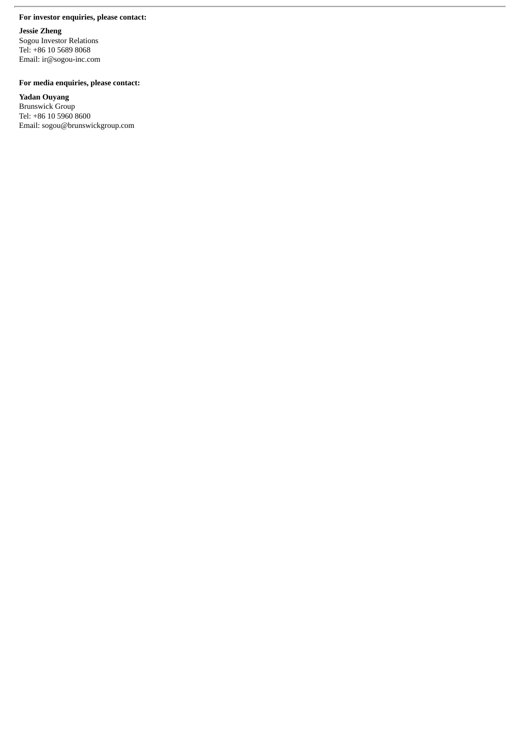**For investor enquiries, please contact:**

**Jessie Zheng**
Sogou Investor Relations
Tel: +86 10 5689 8068
Email: ir@sogou-inc.com

**For media enquiries, please contact:**

**Yadan Ouyang**
Brunswick Group
Tel: +86 10 5960 8600
Email: sogou@brunswickgroup.com